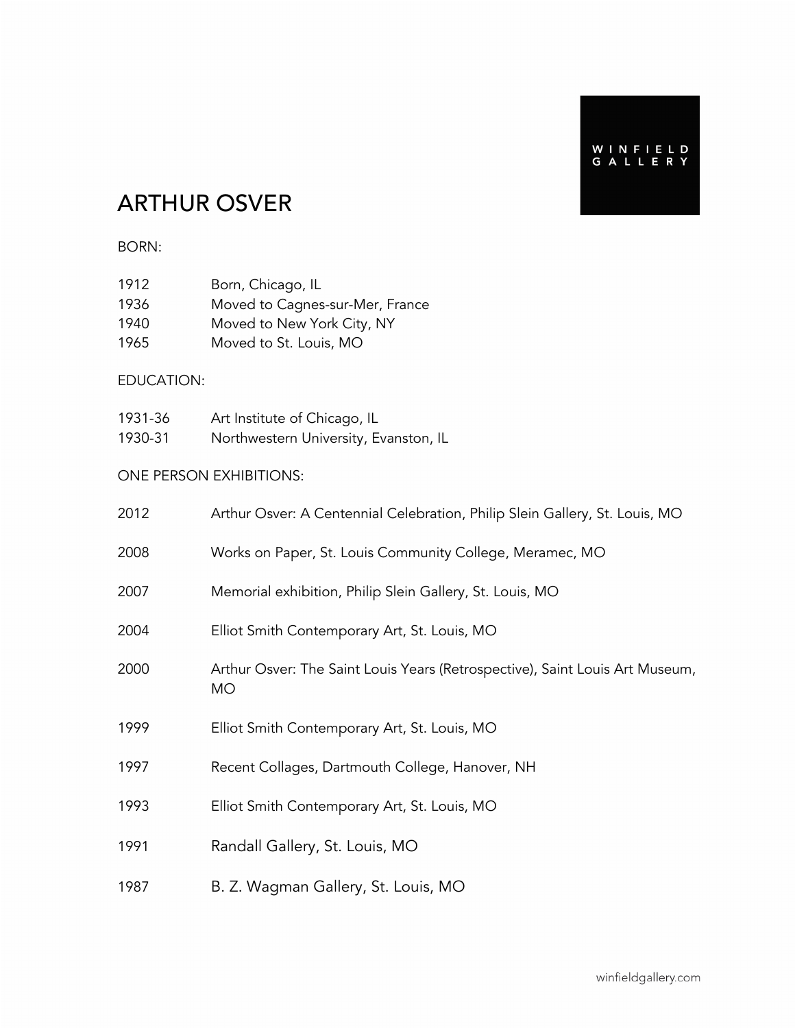WINFIELD GALLERY

# ARTHUR OSVER

BORN:

| | |
|---|---|
| 1912 | Born, Chicago, IL |
| 1936 | Moved to Cagnes-sur-Mer, France |
| 1940 | Moved to New York City, NY |
| 1965 | Moved to St. Louis, MO |

EDUCATION:

| | |
|---|---|
| 1931-36 | Art Institute of Chicago, IL |
| 1930-31 | Northwestern University, Evanston, IL |

ONE PERSON EXHIBITIONS:

| | |
|---|---|
| 2012 | Arthur Osver: A Centennial Celebration, Philip Slein Gallery, St. Louis, MO |
| 2008 | Works on Paper, St. Louis Community College, Meramec, MO |
| 2007 | Memorial exhibition, Philip Slein Gallery, St. Louis, MO |
| 2004 | Elliot Smith Contemporary Art, St. Louis, MO |
| 2000 | Arthur Osver: The Saint Louis Years (Retrospective), Saint Louis Art Museum, MO |
| 1999 | Elliot Smith Contemporary Art, St. Louis, MO |
| 1997 | Recent Collages, Dartmouth College, Hanover, NH |
| 1993 | Elliot Smith Contemporary Art, St. Louis, MO |
| 1991 | Randall Gallery, St. Louis, MO |
| 1987 | B. Z. Wagman Gallery, St. Louis, MO |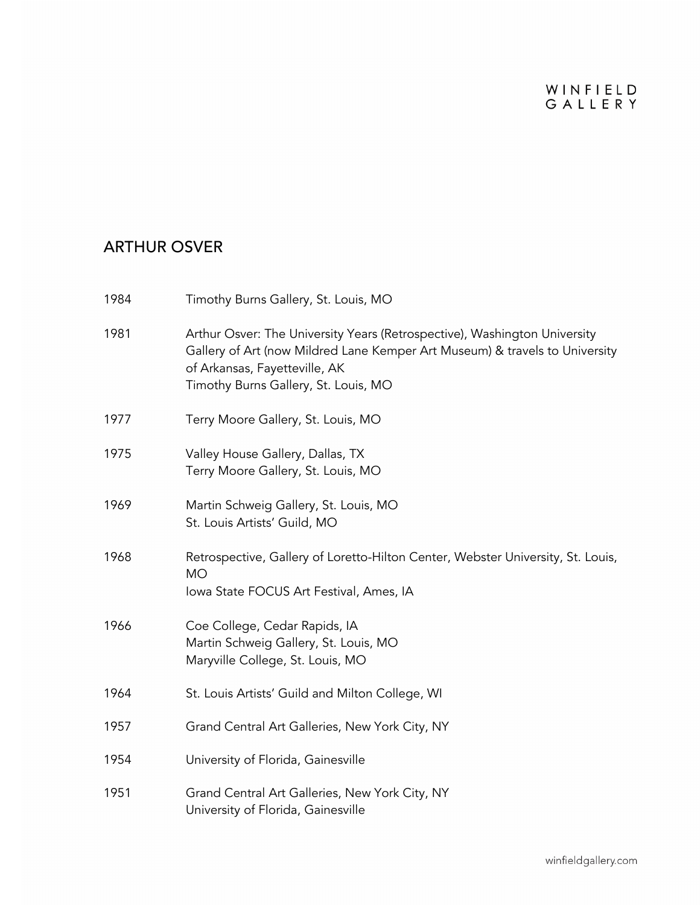## ARTHUR OSVER

| | |
|---|---|
| 1984 | Timothy Burns Gallery, St. Louis, MO |
| 1981 | Arthur Osver: The University Years (Retrospective), Washington University Gallery of Art (now Mildred Lane Kemper Art Museum) & travels to University of Arkansas, Fayetteville, AK<br>Timothy Burns Gallery, St. Louis, MO |
| 1977 | Terry Moore Gallery, St. Louis, MO |
| 1975 | Valley House Gallery, Dallas, TX<br>Terry Moore Gallery, St. Louis, MO |
| 1969 | Martin Schweig Gallery, St. Louis, MO<br>St. Louis Artists' Guild, MO |
| 1968 | Retrospective, Gallery of Loretto-Hilton Center, Webster University, St. Louis, MO<br>Iowa State FOCUS Art Festival, Ames, IA |
| 1966 | Coe College, Cedar Rapids, IA<br>Martin Schweig Gallery, St. Louis, MO<br>Maryville College, St. Louis, MO |
| 1964 | St. Louis Artists' Guild and Milton College, WI |
| 1957 | Grand Central Art Galleries, New York City, NY |
| 1954 | University of Florida, Gainesville |
| 1951 | Grand Central Art Galleries, New York City, NY<br>University of Florida, Gainesville |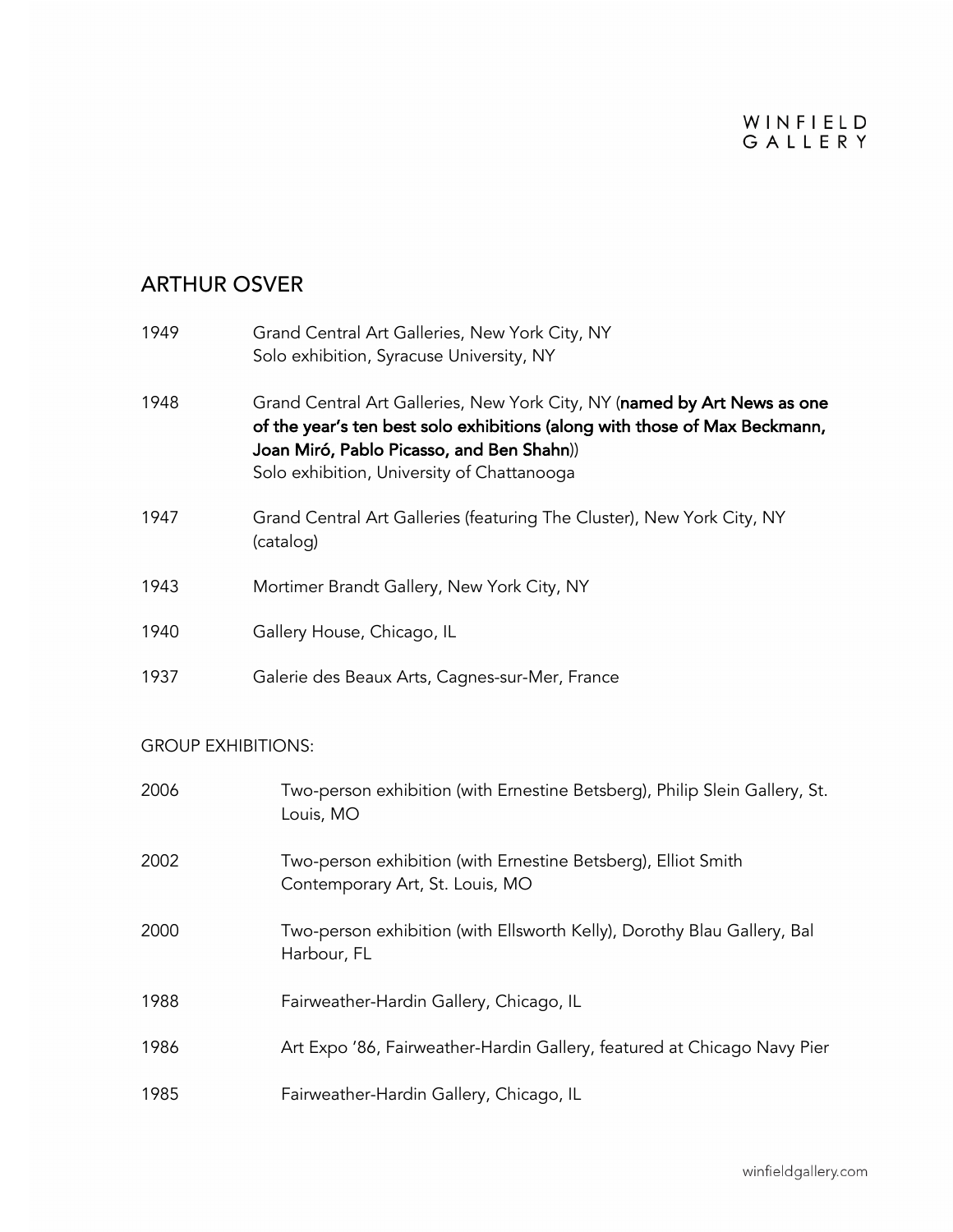## ARTHUR OSVER

1949 Grand Central Art Galleries, New York City, NY
Solo exhibition, Syracuse University, NY

1948 Grand Central Art Galleries, New York City, NY (**named by Art News as one of the year's ten best solo exhibitions (along with those of Max Beckmann, Joan Miró, Pablo Picasso, and Ben Shahn**))
Solo exhibition, University of Chattanooga

1947 Grand Central Art Galleries (featuring The Cluster), New York City, NY (catalog)

1943 Mortimer Brandt Gallery, New York City, NY

1940 Gallery House, Chicago, IL

1937 Galerie des Beaux Arts, Cagnes-sur-Mer, France

GROUP EXHIBITIONS:

2006 Two-person exhibition (with Ernestine Betsberg), Philip Slein Gallery, St. Louis, MO

2002 Two-person exhibition (with Ernestine Betsberg), Elliot Smith Contemporary Art, St. Louis, MO

2000 Two-person exhibition (with Ellsworth Kelly), Dorothy Blau Gallery, Bal Harbour, FL

1988 Fairweather-Hardin Gallery, Chicago, IL

1986 Art Expo '86, Fairweather-Hardin Gallery, featured at Chicago Navy Pier

1985 Fairweather-Hardin Gallery, Chicago, IL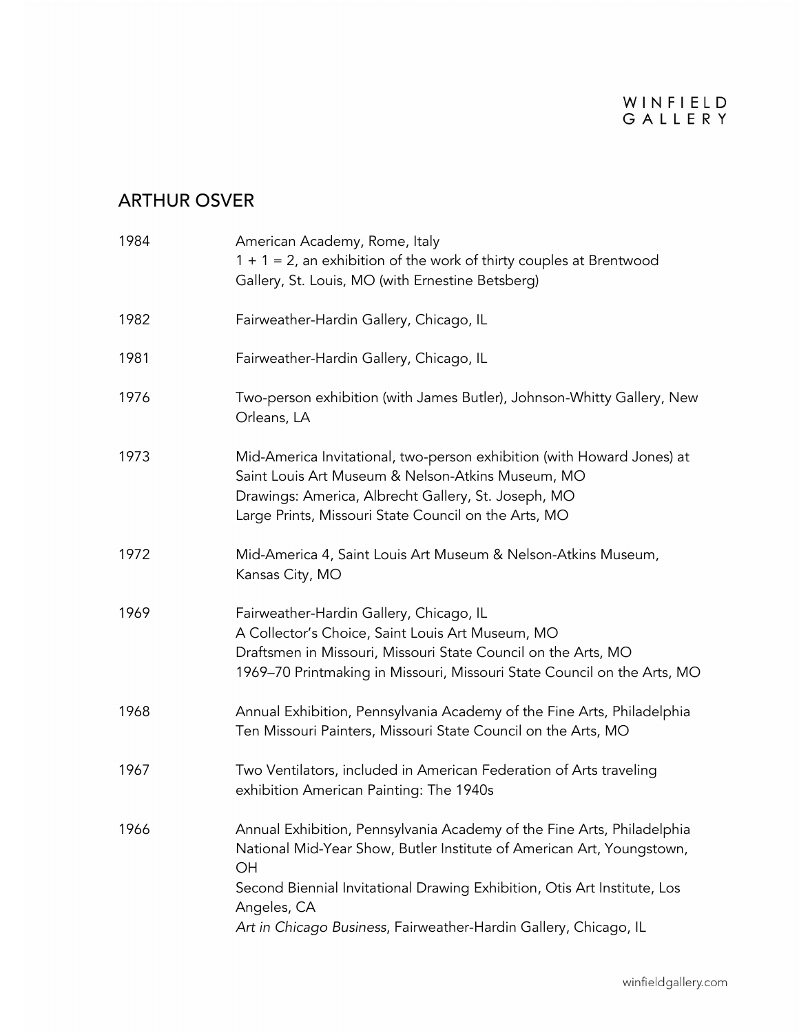## ARTHUR OSVER

| | |
|---|---|
| 1984 | American Academy, Rome, Italy<br>1 + 1 = 2, an exhibition of the work of thirty couples at Brentwood Gallery, St. Louis, MO (with Ernestine Betsberg) |
| 1982 | Fairweather-Hardin Gallery, Chicago, IL |
| 1981 | Fairweather-Hardin Gallery, Chicago, IL |
| 1976 | Two-person exhibition (with James Butler), Johnson-Whitty Gallery, New Orleans, LA |
| 1973 | Mid-America Invitational, two-person exhibition (with Howard Jones) at Saint Louis Art Museum & Nelson-Atkins Museum, MO<br>Drawings: America, Albrecht Gallery, St. Joseph, MO<br>Large Prints, Missouri State Council on the Arts, MO |
| 1972 | Mid-America 4, Saint Louis Art Museum & Nelson-Atkins Museum, Kansas City, MO |
| 1969 | Fairweather-Hardin Gallery, Chicago, IL<br>A Collector's Choice, Saint Louis Art Museum, MO<br>Draftsmen in Missouri, Missouri State Council on the Arts, MO<br>1969–70 Printmaking in Missouri, Missouri State Council on the Arts, MO |
| 1968 | Annual Exhibition, Pennsylvania Academy of the Fine Arts, Philadelphia<br>Ten Missouri Painters, Missouri State Council on the Arts, MO |
| 1967 | Two Ventilators, included in American Federation of Arts traveling exhibition American Painting: The 1940s |
| 1966 | Annual Exhibition, Pennsylvania Academy of the Fine Arts, Philadelphia<br>National Mid-Year Show, Butler Institute of American Art, Youngstown, OH<br>Second Biennial Invitational Drawing Exhibition, Otis Art Institute, Los Angeles, CA<br>*Art in Chicago Business*, Fairweather-Hardin Gallery, Chicago, IL |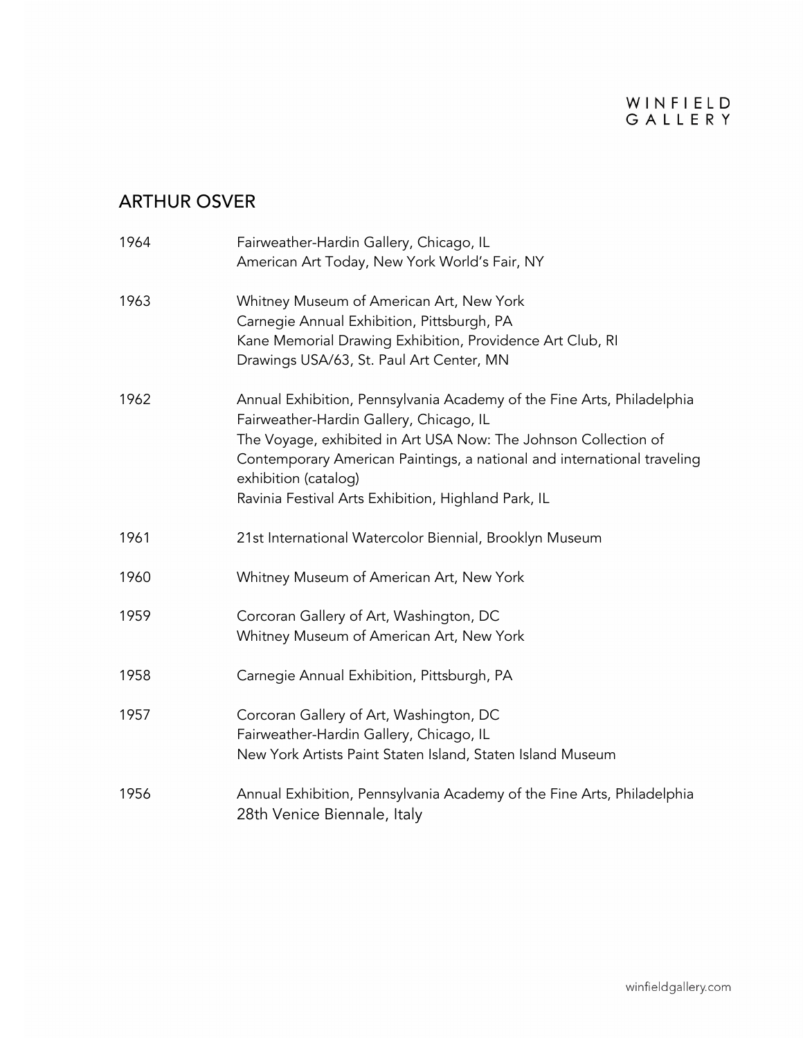## ARTHUR OSVER

| | |
|---|---|
| 1964 | Fairweather-Hardin Gallery, Chicago, IL<br>American Art Today, New York World's Fair, NY |
| 1963 | Whitney Museum of American Art, New York<br>Carnegie Annual Exhibition, Pittsburgh, PA<br>Kane Memorial Drawing Exhibition, Providence Art Club, RI<br>Drawings USA/63, St. Paul Art Center, MN |
| 1962 | Annual Exhibition, Pennsylvania Academy of the Fine Arts, Philadelphia<br>Fairweather-Hardin Gallery, Chicago, IL<br>The Voyage, exhibited in Art USA Now: The Johnson Collection of Contemporary American Paintings, a national and international traveling exhibition (catalog)<br>Ravinia Festival Arts Exhibition, Highland Park, IL |
| 1961 | 21st International Watercolor Biennial, Brooklyn Museum |
| 1960 | Whitney Museum of American Art, New York |
| 1959 | Corcoran Gallery of Art, Washington, DC<br>Whitney Museum of American Art, New York |
| 1958 | Carnegie Annual Exhibition, Pittsburgh, PA |
| 1957 | Corcoran Gallery of Art, Washington, DC<br>Fairweather-Hardin Gallery, Chicago, IL<br>New York Artists Paint Staten Island, Staten Island Museum |
| 1956 | Annual Exhibition, Pennsylvania Academy of the Fine Arts, Philadelphia<br>28th Venice Biennale, Italy |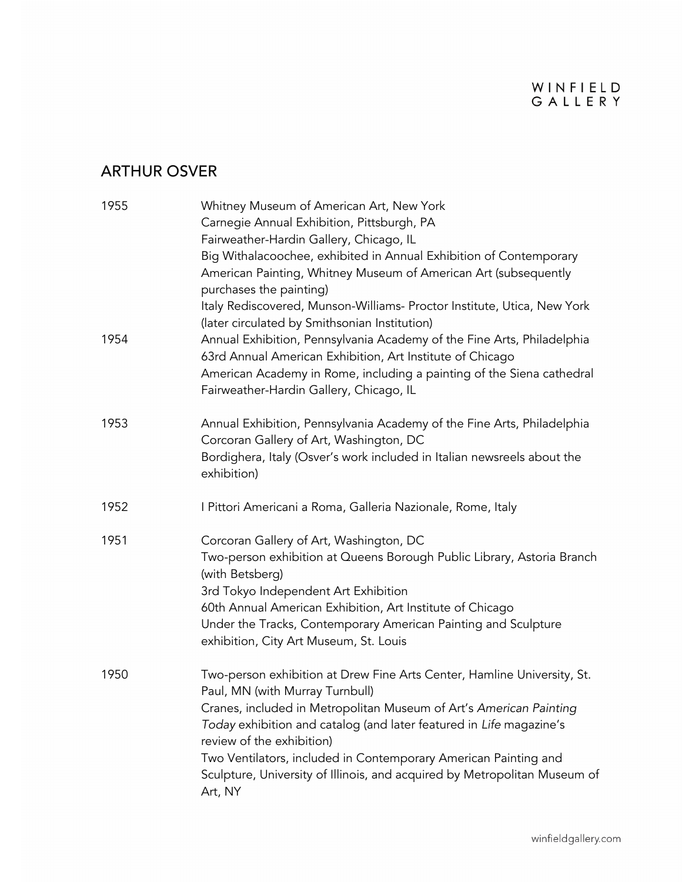## ARTHUR OSVER

| | |
|---|---|
| 1955 | Whitney Museum of American Art, New York<br>Carnegie Annual Exhibition, Pittsburgh, PA<br>Fairweather-Hardin Gallery, Chicago, IL<br>Big Withalacoochee, exhibited in Annual Exhibition of Contemporary American Painting, Whitney Museum of American Art (subsequently purchases the painting)<br>Italy Rediscovered, Munson-Williams- Proctor Institute, Utica, New York (later circulated by Smithsonian Institution) |
| 1954 | Annual Exhibition, Pennsylvania Academy of the Fine Arts, Philadelphia<br>63rd Annual American Exhibition, Art Institute of Chicago<br>American Academy in Rome, including a painting of the Siena cathedral<br>Fairweather-Hardin Gallery, Chicago, IL |
| 1953 | Annual Exhibition, Pennsylvania Academy of the Fine Arts, Philadelphia<br>Corcoran Gallery of Art, Washington, DC<br>Bordighera, Italy (Osver's work included in Italian newsreels about the exhibition) |
| 1952 | I Pittori Americani a Roma, Galleria Nazionale, Rome, Italy |
| 1951 | Corcoran Gallery of Art, Washington, DC<br>Two-person exhibition at Queens Borough Public Library, Astoria Branch (with Betsberg)<br>3rd Tokyo Independent Art Exhibition<br>60th Annual American Exhibition, Art Institute of Chicago<br>Under the Tracks, Contemporary American Painting and Sculpture exhibition, City Art Museum, St. Louis |
| 1950 | Two-person exhibition at Drew Fine Arts Center, Hamline University, St. Paul, MN (with Murray Turnbull)<br>Cranes, included in Metropolitan Museum of Art's *American Painting Today* exhibition and catalog (and later featured in *Life* magazine's review of the exhibition)<br>Two Ventilators, included in Contemporary American Painting and Sculpture, University of Illinois, and acquired by Metropolitan Museum of Art, NY |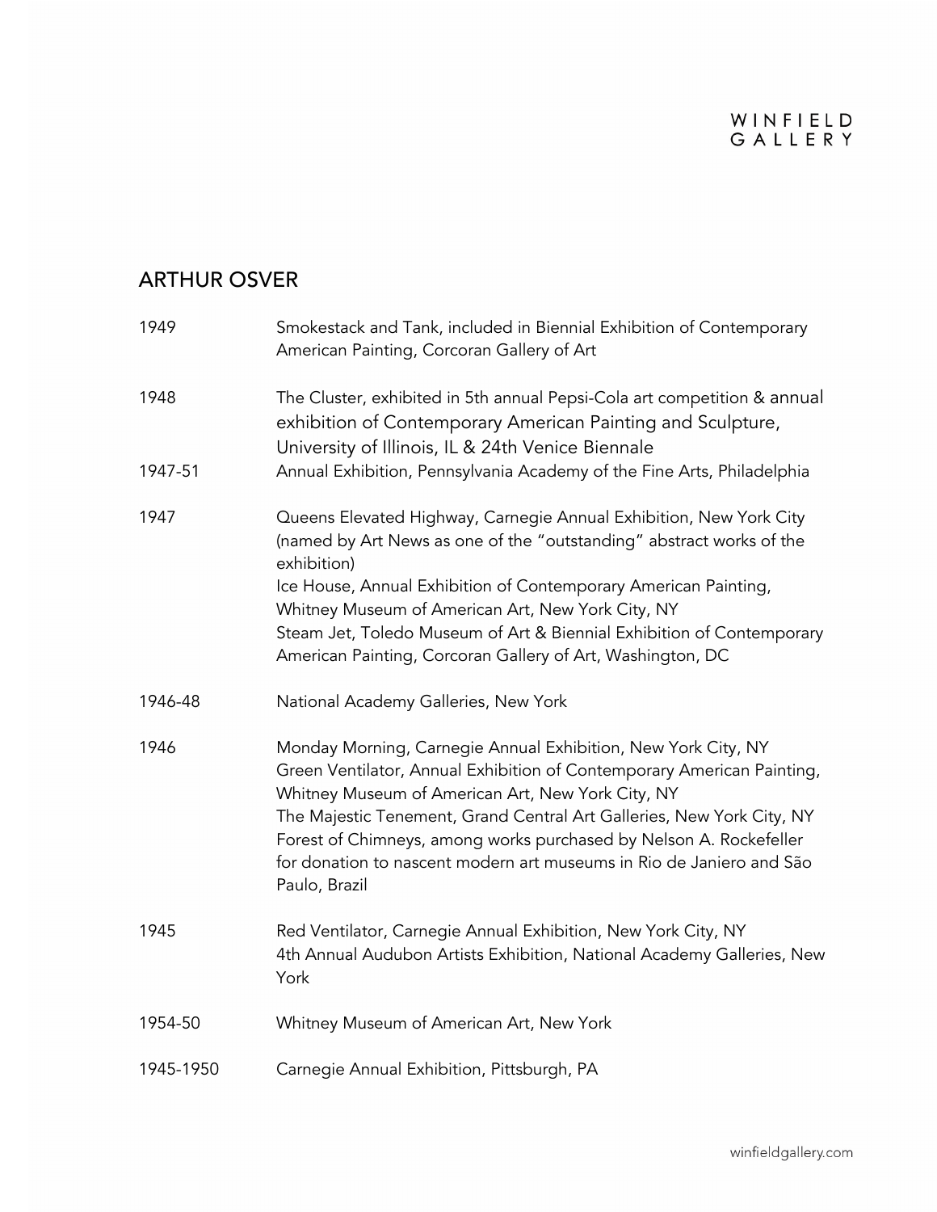## ARTHUR OSVER

| | |
|---|---|
| 1949 | Smokestack and Tank, included in Biennial Exhibition of Contemporary American Painting, Corcoran Gallery of Art |
| 1948 | The Cluster, exhibited in 5th annual Pepsi-Cola art competition & annual exhibition of Contemporary American Painting and Sculpture, University of Illinois, IL & 24th Venice Biennale |
| 1947-51 | Annual Exhibition, Pennsylvania Academy of the Fine Arts, Philadelphia |
| 1947 | Queens Elevated Highway, Carnegie Annual Exhibition, New York City (named by Art News as one of the "outstanding" abstract works of the exhibition)<br>Ice House, Annual Exhibition of Contemporary American Painting, Whitney Museum of American Art, New York City, NY<br>Steam Jet, Toledo Museum of Art & Biennial Exhibition of Contemporary American Painting, Corcoran Gallery of Art, Washington, DC |
| 1946-48 | National Academy Galleries, New York |
| 1946 | Monday Morning, Carnegie Annual Exhibition, New York City, NY<br>Green Ventilator, Annual Exhibition of Contemporary American Painting, Whitney Museum of American Art, New York City, NY<br>The Majestic Tenement, Grand Central Art Galleries, New York City, NY<br>Forest of Chimneys, among works purchased by Nelson A. Rockefeller for donation to nascent modern art museums in Rio de Janiero and São Paulo, Brazil |
| 1945 | Red Ventilator, Carnegie Annual Exhibition, New York City, NY<br>4th Annual Audubon Artists Exhibition, National Academy Galleries, New York |
| 1954-50 | Whitney Museum of American Art, New York |
| 1945-1950 | Carnegie Annual Exhibition, Pittsburgh, PA |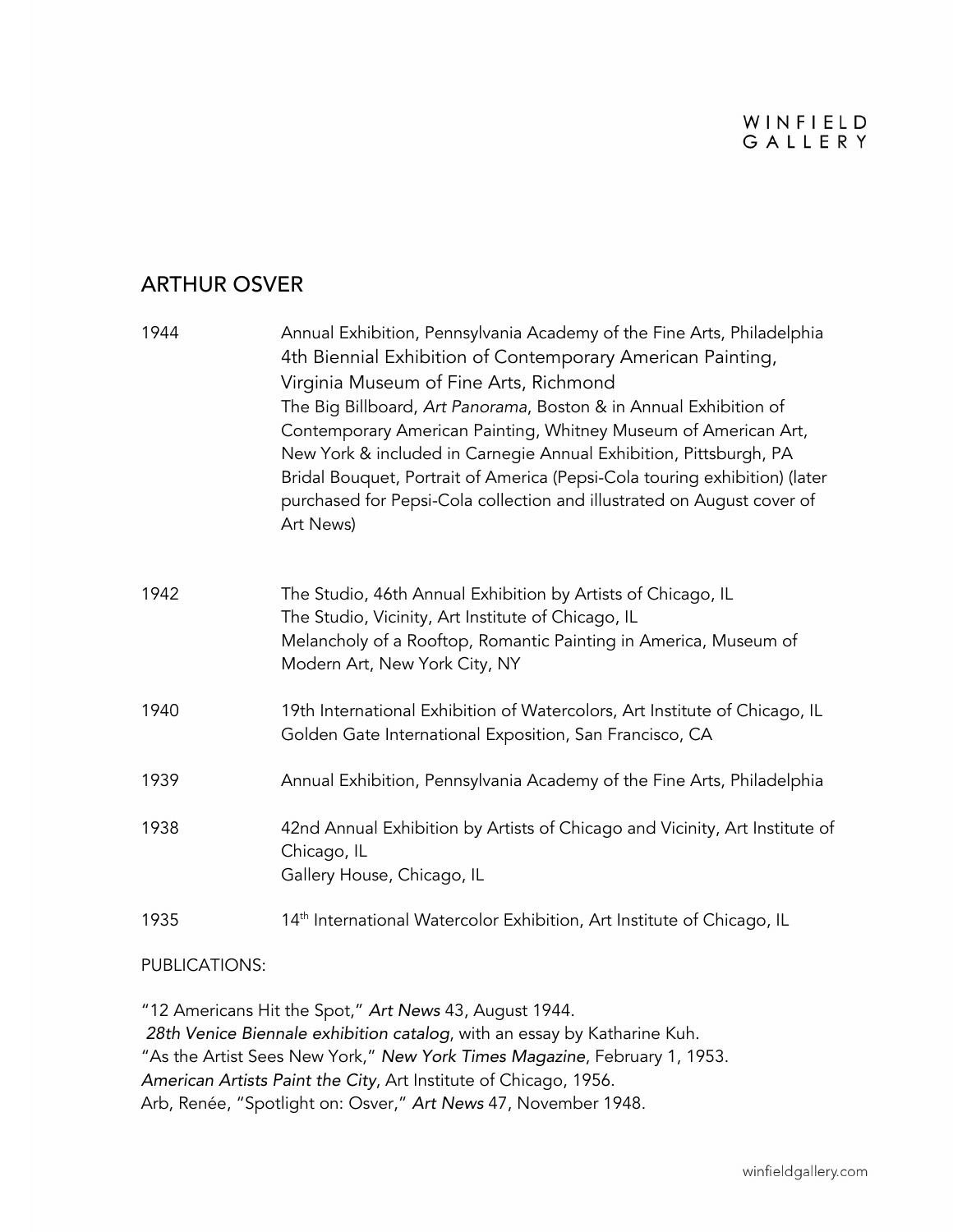## ARTHUR OSVER

| | |
|---|---|
| 1944 | Annual Exhibition, Pennsylvania Academy of the Fine Arts, Philadelphia<br>4th Biennial Exhibition of Contemporary American Painting, Virginia Museum of Fine Arts, Richmond<br>The Big Billboard, *Art Panorama*, Boston & in Annual Exhibition of Contemporary American Painting, Whitney Museum of American Art, New York & included in Carnegie Annual Exhibition, Pittsburgh, PA<br>Bridal Bouquet, Portrait of America (Pepsi-Cola touring exhibition) (later purchased for Pepsi-Cola collection and illustrated on August cover of Art News) |
| 1942 | The Studio, 46th Annual Exhibition by Artists of Chicago, IL<br>The Studio, Vicinity, Art Institute of Chicago, IL<br>Melancholy of a Rooftop, Romantic Painting in America, Museum of Modern Art, New York City, NY |
| 1940 | 19th International Exhibition of Watercolors, Art Institute of Chicago, IL<br>Golden Gate International Exposition, San Francisco, CA |
| 1939 | Annual Exhibition, Pennsylvania Academy of the Fine Arts, Philadelphia |
| 1938 | 42nd Annual Exhibition by Artists of Chicago and Vicinity, Art Institute of Chicago, IL<br>Gallery House, Chicago, IL |
| 1935 | 14th International Watercolor Exhibition, Art Institute of Chicago, IL |

PUBLICATIONS:

"12 Americans Hit the Spot," *Art News* 43, August 1944.
*28th Venice Biennale exhibition catalog*, with an essay by Katharine Kuh.
"As the Artist Sees New York," *New York Times Magazine*, February 1, 1953.
*American Artists Paint the City*, Art Institute of Chicago, 1956.
Arb, Renée, "Spotlight on: Osver," *Art News* 47, November 1948.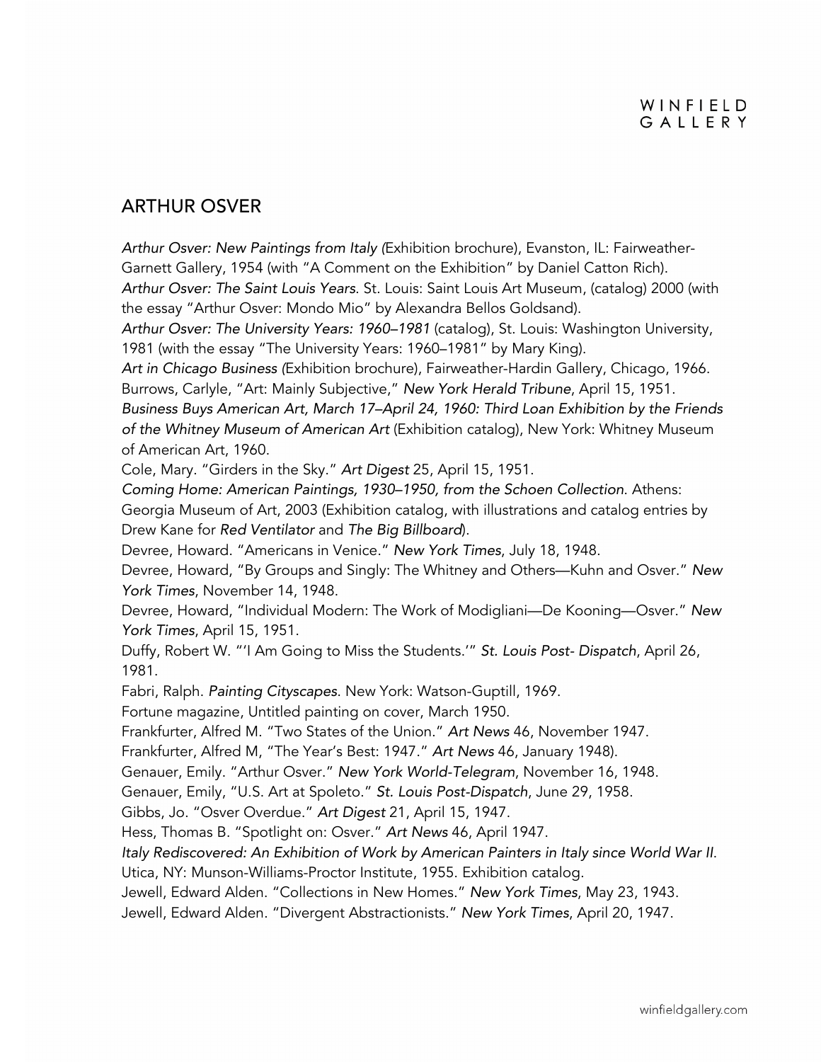## ARTHUR OSVER

*Arthur Osver: New Paintings from Italy (*Exhibition brochure), Evanston, IL: Fairweather-Garnett Gallery, 1954 (with "A Comment on the Exhibition" by Daniel Catton Rich).

*Arthur Osver: The Saint Louis Years.* St. Louis: Saint Louis Art Museum, (catalog) 2000 (with the essay "Arthur Osver: Mondo Mio" by Alexandra Bellos Goldsand).

*Arthur Osver: The University Years: 1960–1981* (catalog), St. Louis: Washington University, 1981 (with the essay "The University Years: 1960–1981" by Mary King).

*Art in Chicago Business (*Exhibition brochure), Fairweather-Hardin Gallery, Chicago, 1966.

Burrows, Carlyle, "Art: Mainly Subjective," *New York Herald Tribune*, April 15, 1951.

*Business Buys American Art, March 17–April 24, 1960: Third Loan Exhibition by the Friends of the Whitney Museum of American Art* (Exhibition catalog), New York: Whitney Museum of American Art, 1960.

Cole, Mary. "Girders in the Sky." *Art Digest* 25, April 15, 1951.

*Coming Home: American Paintings, 1930–1950, from the Schoen Collection.* Athens: Georgia Museum of Art, 2003 (Exhibition catalog, with illustrations and catalog entries by Drew Kane for *Red Ventilator* and *The Big Billboard*).

Devree, Howard. "Americans in Venice." *New York Times*, July 18, 1948.

Devree, Howard, "By Groups and Singly: The Whitney and Others—Kuhn and Osver." *New York Times*, November 14, 1948.

Devree, Howard, "Individual Modern: The Work of Modigliani—De Kooning—Osver." *New York Times*, April 15, 1951.

Duffy, Robert W. "'I Am Going to Miss the Students.'" *St. Louis Post- Dispatch*, April 26, 1981.

Fabri, Ralph. *Painting Cityscapes.* New York: Watson-Guptill, 1969.

Fortune magazine, Untitled painting on cover, March 1950.

Frankfurter, Alfred M. "Two States of the Union." *Art News* 46, November 1947.

Frankfurter, Alfred M, "The Year's Best: 1947." *Art News* 46, January 1948).

Genauer, Emily. "Arthur Osver." *New York World-Telegram*, November 16, 1948.

Genauer, Emily, "U.S. Art at Spoleto." *St. Louis Post-Dispatch*, June 29, 1958.

Gibbs, Jo. "Osver Overdue." *Art Digest* 21, April 15, 1947.

Hess, Thomas B. "Spotlight on: Osver." *Art News* 46, April 1947.

*Italy Rediscovered: An Exhibition of Work by American Painters in Italy since World War II.* Utica, NY: Munson-Williams-Proctor Institute, 1955. Exhibition catalog.

Jewell, Edward Alden. "Collections in New Homes." *New York Times*, May 23, 1943.

Jewell, Edward Alden. "Divergent Abstractionists." *New York Times*, April 20, 1947.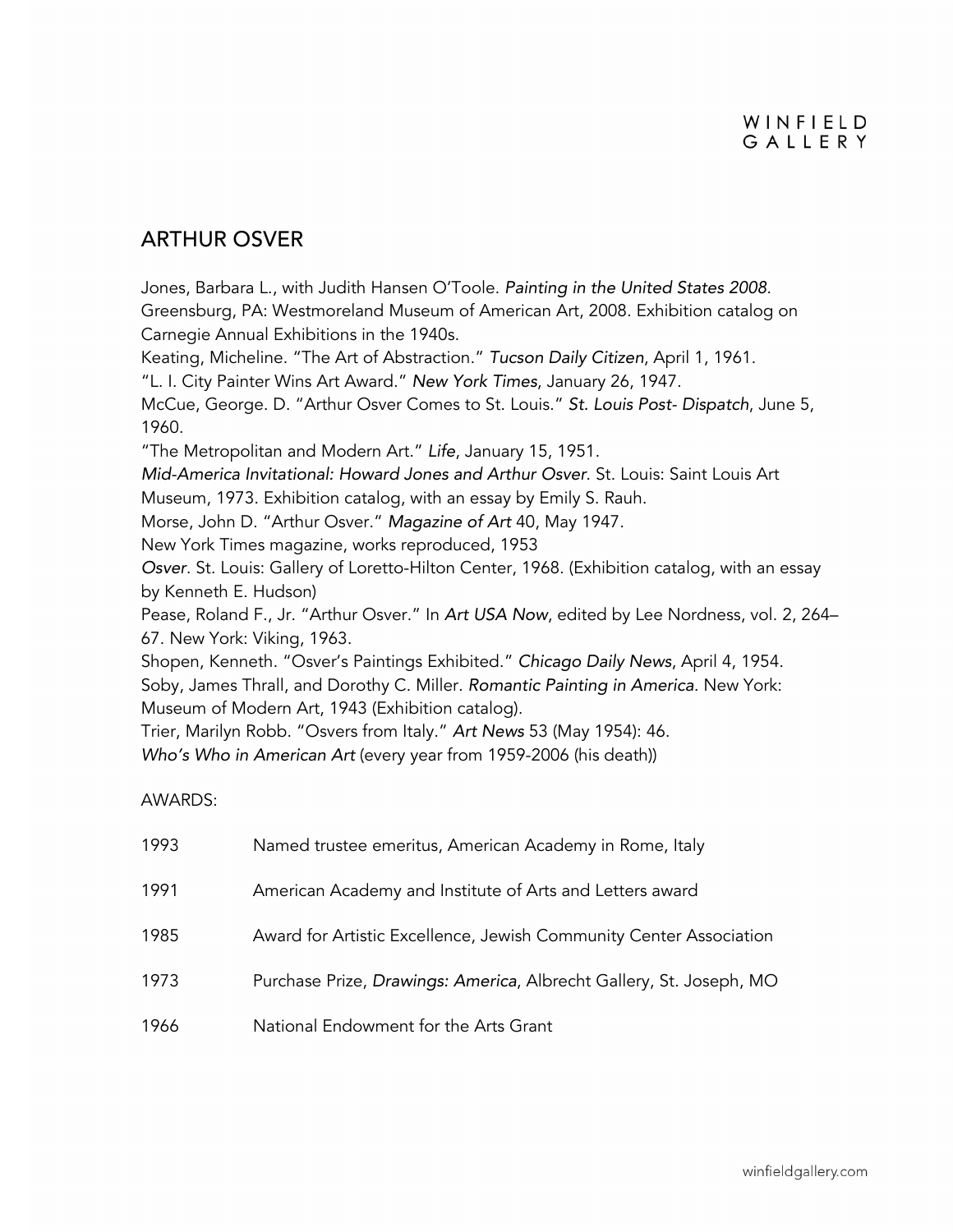## ARTHUR OSVER

Jones, Barbara L., with Judith Hansen O'Toole. *Painting in the United States 2008*. Greensburg, PA: Westmoreland Museum of American Art, 2008. Exhibition catalog on Carnegie Annual Exhibitions in the 1940s.

Keating, Micheline. "The Art of Abstraction." *Tucson Daily Citizen*, April 1, 1961.

"L. I. City Painter Wins Art Award." *New York Times*, January 26, 1947.

McCue, George. D. "Arthur Osver Comes to St. Louis." *St. Louis Post- Dispatch*, June 5, 1960.

"The Metropolitan and Modern Art." *Life*, January 15, 1951.

*Mid-America Invitational: Howard Jones and Arthur Osver*. St. Louis: Saint Louis Art Museum, 1973. Exhibition catalog, with an essay by Emily S. Rauh.

Morse, John D. "Arthur Osver." *Magazine of Art* 40, May 1947.

New York Times magazine, works reproduced, 1953

*Osver*. St. Louis: Gallery of Loretto-Hilton Center, 1968. (Exhibition catalog, with an essay by Kenneth E. Hudson)

Pease, Roland F., Jr. "Arthur Osver." In *Art USA Now*, edited by Lee Nordness, vol. 2, 264–67. New York: Viking, 1963.

Shopen, Kenneth. "Osver's Paintings Exhibited." *Chicago Daily News*, April 4, 1954.

Soby, James Thrall, and Dorothy C. Miller. *Romantic Painting in America*. New York: Museum of Modern Art, 1943 (Exhibition catalog).

Trier, Marilyn Robb. "Osvers from Italy." *Art News* 53 (May 1954): 46.

*Who's Who in American Art* (every year from 1959-2006 (his death))

AWARDS:

| | |
|---|---|
| 1993 | Named trustee emeritus, American Academy in Rome, Italy |
| 1991 | American Academy and Institute of Arts and Letters award |
| 1985 | Award for Artistic Excellence, Jewish Community Center Association |
| 1973 | Purchase Prize, *Drawings: America*, Albrecht Gallery, St. Joseph, MO |
| 1966 | National Endowment for the Arts Grant |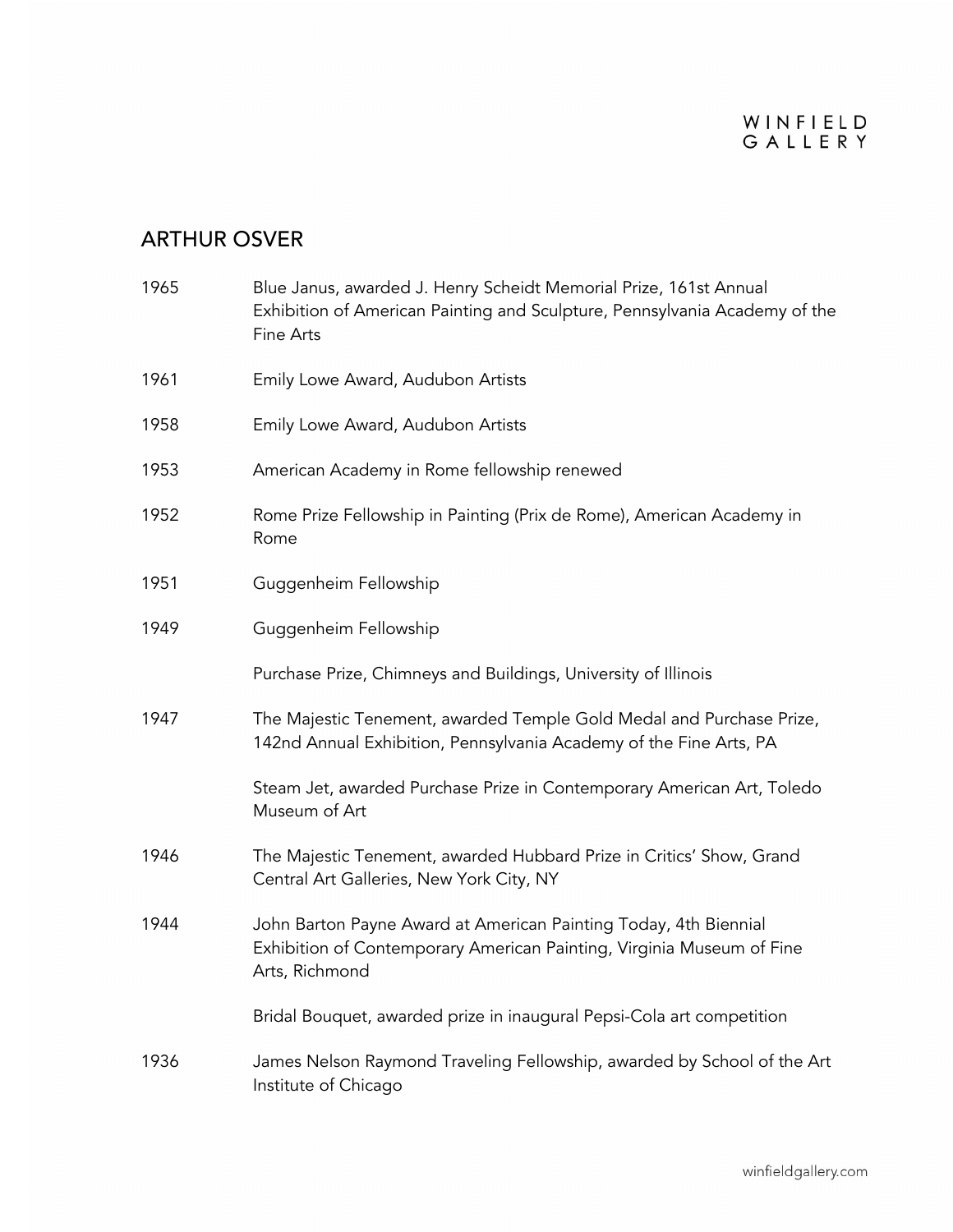## ARTHUR OSVER

| | |
|---|---|
| 1965 | Blue Janus, awarded J. Henry Scheidt Memorial Prize, 161st Annual Exhibition of American Painting and Sculpture, Pennsylvania Academy of the Fine Arts |
| 1961 | Emily Lowe Award, Audubon Artists |
| 1958 | Emily Lowe Award, Audubon Artists |
| 1953 | American Academy in Rome fellowship renewed |
| 1952 | Rome Prize Fellowship in Painting (Prix de Rome), American Academy in Rome |
| 1951 | Guggenheim Fellowship |
| 1949 | Guggenheim Fellowship |
| | Purchase Prize, Chimneys and Buildings, University of Illinois |
| 1947 | The Majestic Tenement, awarded Temple Gold Medal and Purchase Prize, 142nd Annual Exhibition, Pennsylvania Academy of the Fine Arts, PA |
| | Steam Jet, awarded Purchase Prize in Contemporary American Art, Toledo Museum of Art |
| 1946 | The Majestic Tenement, awarded Hubbard Prize in Critics' Show, Grand Central Art Galleries, New York City, NY |
| 1944 | John Barton Payne Award at American Painting Today, 4th Biennial Exhibition of Contemporary American Painting, Virginia Museum of Fine Arts, Richmond |
| | Bridal Bouquet, awarded prize in inaugural Pepsi-Cola art competition |
| 1936 | James Nelson Raymond Traveling Fellowship, awarded by School of the Art Institute of Chicago |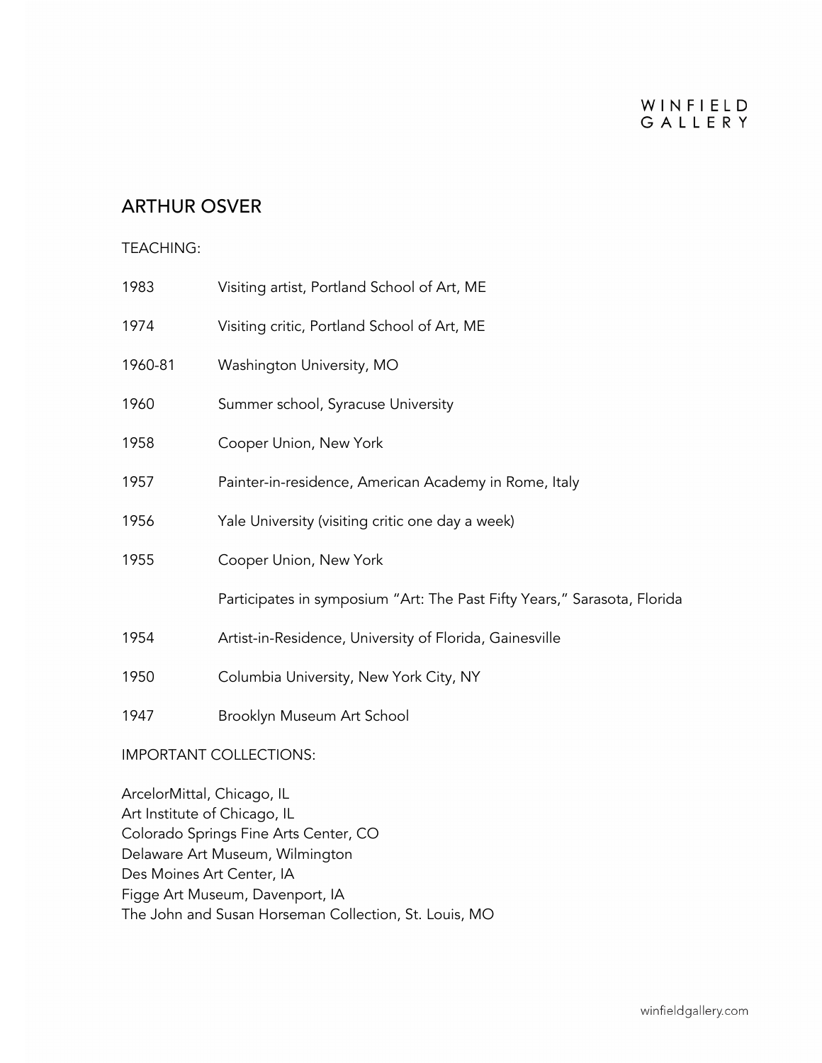## ARTHUR OSVER

TEACHING:

| | |
|---|---|
| 1983 | Visiting artist, Portland School of Art, ME |
| 1974 | Visiting critic, Portland School of Art, ME |
| 1960-81 | Washington University, MO |
| 1960 | Summer school, Syracuse University |
| 1958 | Cooper Union, New York |
| 1957 | Painter-in-residence, American Academy in Rome, Italy |
| 1956 | Yale University (visiting critic one day a week) |
| 1955 | Cooper Union, New York |
| | Participates in symposium "Art: The Past Fifty Years," Sarasota, Florida |
| 1954 | Artist-in-Residence, University of Florida, Gainesville |
| 1950 | Columbia University, New York City, NY |
| 1947 | Brooklyn Museum Art School |

IMPORTANT COLLECTIONS:

ArcelorMittal, Chicago, IL
Art Institute of Chicago, IL
Colorado Springs Fine Arts Center, CO
Delaware Art Museum, Wilmington
Des Moines Art Center, IA
Figge Art Museum, Davenport, IA
The John and Susan Horseman Collection, St. Louis, MO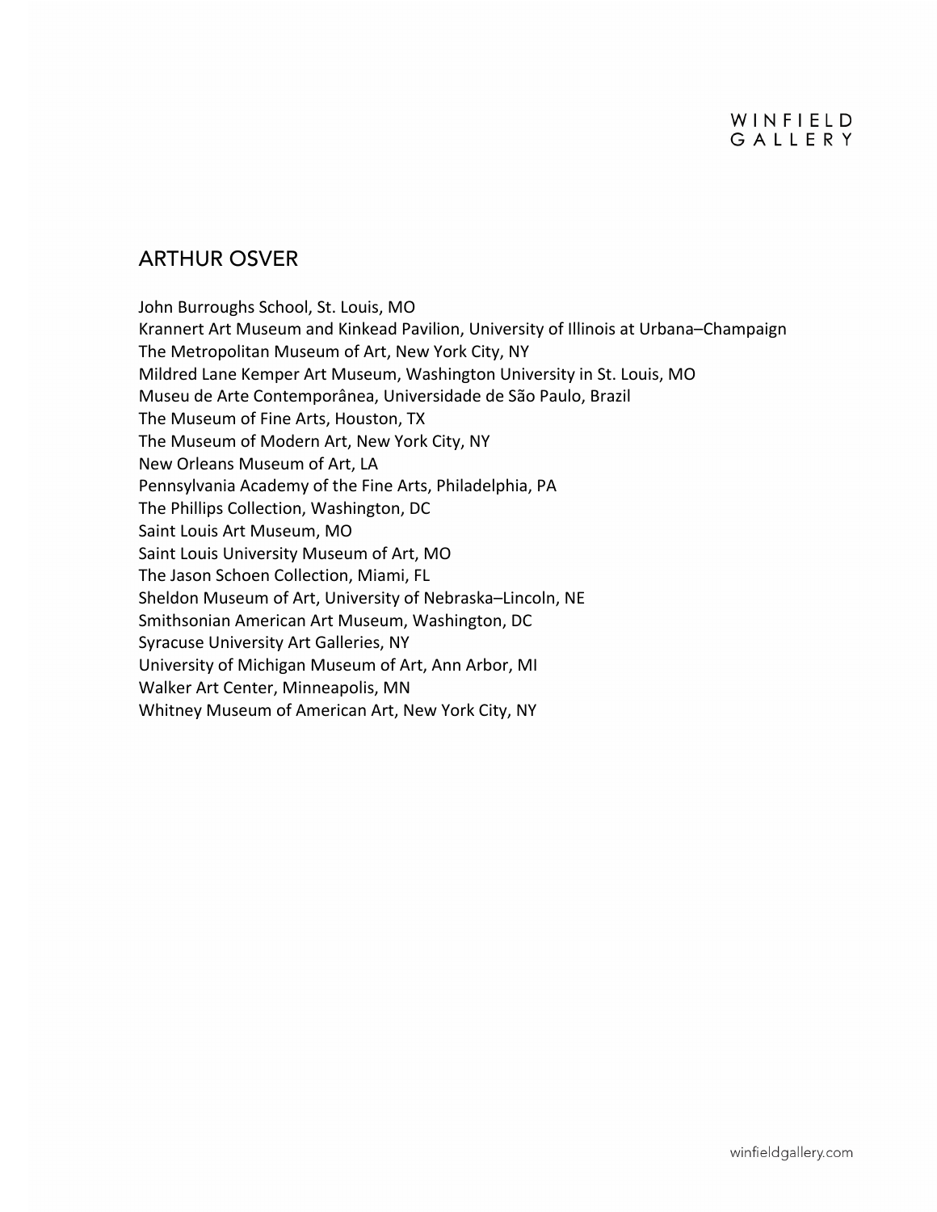## ARTHUR OSVER

John Burroughs School, St. Louis, MO
Krannert Art Museum and Kinkead Pavilion, University of Illinois at Urbana–Champaign
The Metropolitan Museum of Art, New York City, NY
Mildred Lane Kemper Art Museum, Washington University in St. Louis, MO
Museu de Arte Contemporânea, Universidade de São Paulo, Brazil
The Museum of Fine Arts, Houston, TX
The Museum of Modern Art, New York City, NY
New Orleans Museum of Art, LA
Pennsylvania Academy of the Fine Arts, Philadelphia, PA
The Phillips Collection, Washington, DC
Saint Louis Art Museum, MO
Saint Louis University Museum of Art, MO
The Jason Schoen Collection, Miami, FL
Sheldon Museum of Art, University of Nebraska–Lincoln, NE
Smithsonian American Art Museum, Washington, DC
Syracuse University Art Galleries, NY
University of Michigan Museum of Art, Ann Arbor, MI
Walker Art Center, Minneapolis, MN
Whitney Museum of American Art, New York City, NY